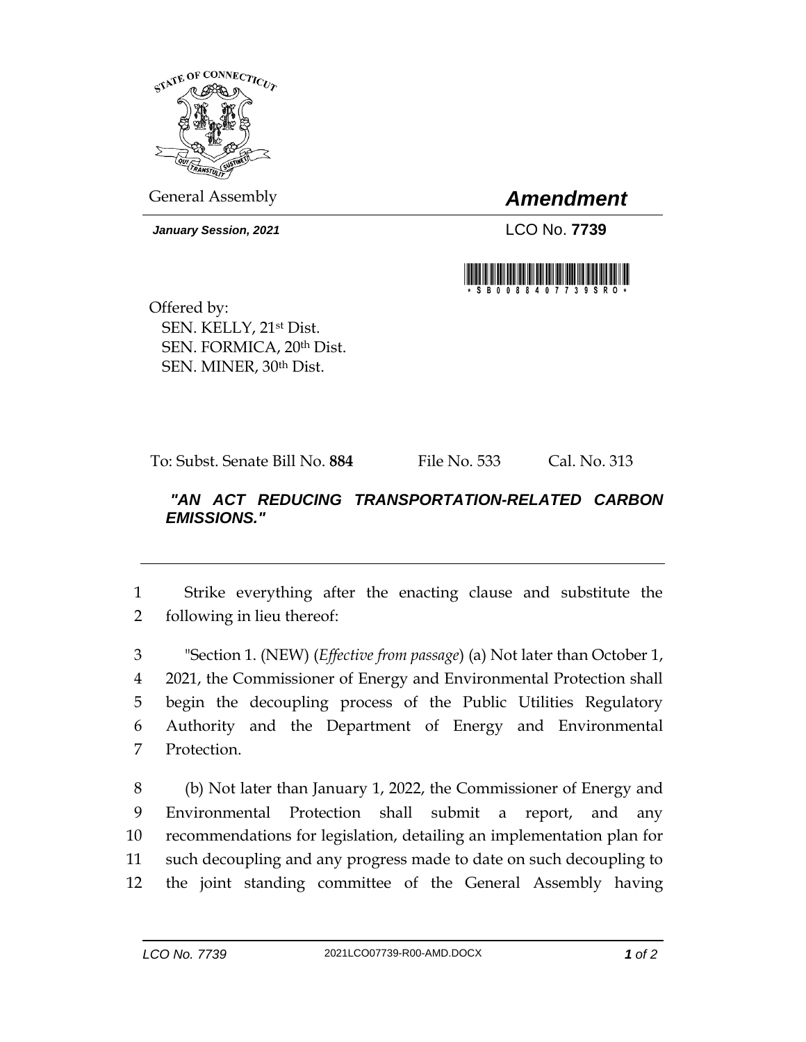General Assembly

# *Amendment*

***January Session, 2021***

LCO No. **7739**

\* S B 0 0 8 8 4 0 7 7 3 9 S R O \*

Offered by:
SEN. KELLY, 21st Dist.
SEN. FORMICA, 20th Dist.
SEN. MINER, 30th Dist.

To: Subst. Senate Bill No. **884** File No. 533 Cal. No. 313

***"AN ACT REDUCING TRANSPORTATION-RELATED CARBON EMISSIONS."***

---

1 Strike everything after the enacting clause and substitute the
2 following in lieu thereof:

3 "Section 1. (NEW) (*Effective from passage*) (a) Not later than October 1,
4 2021, the Commissioner of Energy and Environmental Protection shall
5 begin the decoupling process of the Public Utilities Regulatory
6 Authority and the Department of Energy and Environmental
7 Protection.

8 (b) Not later than January 1, 2022, the Commissioner of Energy and
9 Environmental Protection shall submit a report, and any
10 recommendations for legislation, detailing an implementation plan for
11 such decoupling and any progress made to date on such decoupling to
12 the joint standing committee of the General Assembly having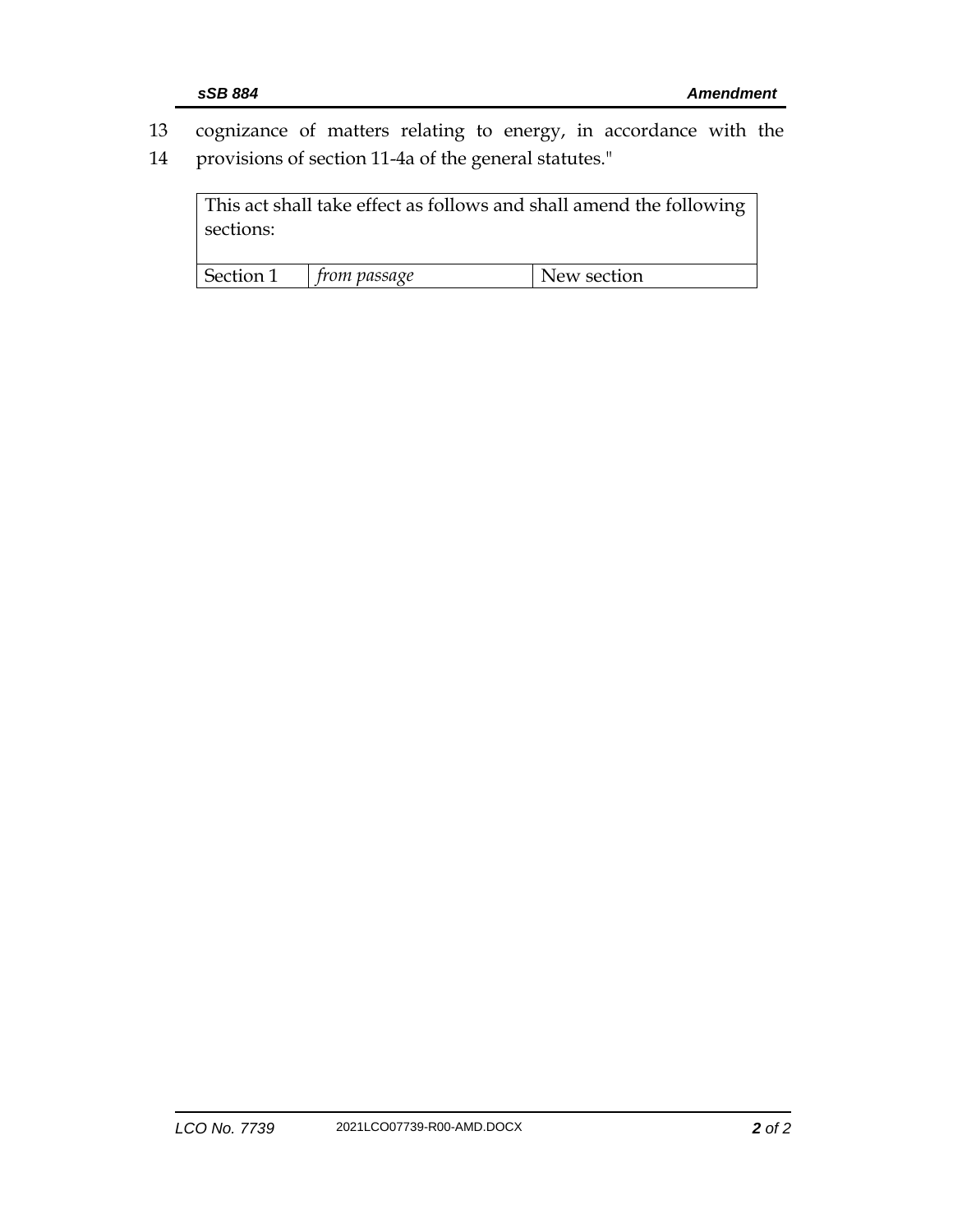13 cognizance of matters relating to energy, in accordance with the
14 provisions of section 11-4a of the general statutes."

| This act shall take effect as follows and shall amend the following sections: | | |
|---|---|---|
| Section 1 | *from passage* | New section |